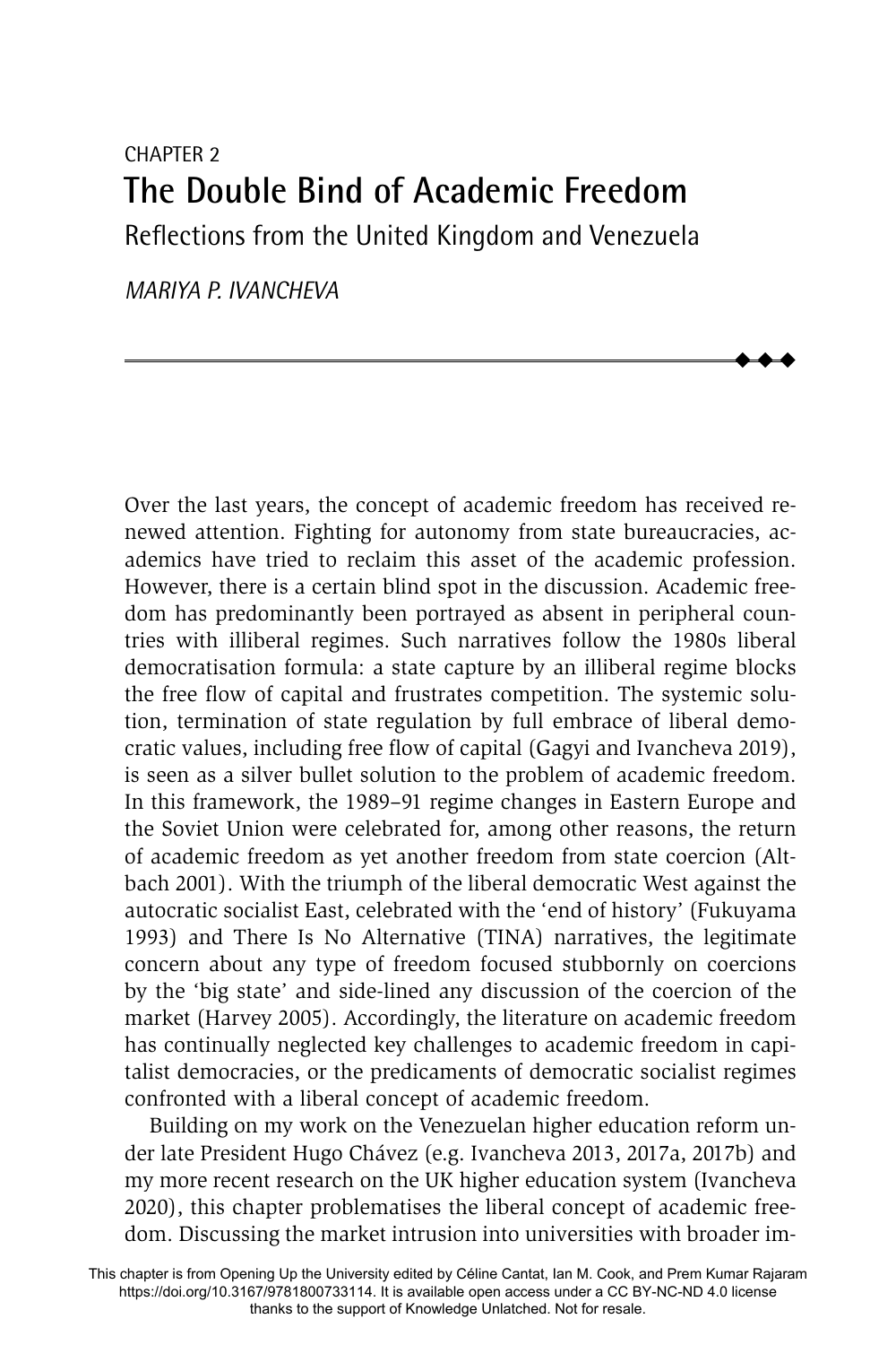CHAPTER 2

# The Double Bind of Academic Freedom

## Reflections from the United Kingdom and Venezuela

*MARIYA P. IVANCHEVA*

Over the last years, the concept of academic freedom has received renewed attention. Fighting for autonomy from state bureaucracies, academics have tried to reclaim this asset of the academic profession. However, there is a certain blind spot in the discussion. Academic freedom has predominantly been portrayed as absent in peripheral countries with illiberal regimes. Such narratives follow the 1980s liberal democratisation formula: a state capture by an illiberal regime blocks the free flow of capital and frustrates competition. The systemic solution, termination of state regulation by full embrace of liberal democratic values, including free flow of capital (Gagyi and Ivancheva 2019), is seen as a silver bullet solution to the problem of academic freedom. In this framework, the 1989–91 regime changes in Eastern Europe and the Soviet Union were celebrated for, among other reasons, the return of academic freedom as yet another freedom from state coercion (Altbach 2001). With the triumph of the liberal democratic West against the autocratic socialist East, celebrated with the 'end of history' (Fukuyama 1993) and There Is No Alternative (TINA) narratives, the legitimate concern about any type of freedom focused stubbornly on coercions by the 'big state' and side-lined any discussion of the coercion of the market (Harvey 2005). Accordingly, the literature on academic freedom has continually neglected key challenges to academic freedom in capitalist democracies, or the predicaments of democratic socialist regimes confronted with a liberal concept of academic freedom.

Building on my work on the Venezuelan higher education reform under late President Hugo Chávez (e.g. Ivancheva 2013, 2017a, 2017b) and my more recent research on the UK higher education system (Ivancheva 2020), this chapter problematises the liberal concept of academic freedom. Discussing the market intrusion into universities with broader im-

This chapter is from Opening Up the University edited by Céline Cantat, Ian M. Cook, and Prem Kumar Rajaram https://doi.org/10.3167/9781800733114. It is available open access under a CC BY-NC-ND 4.0 license thanks to the support of Knowledge Unlatched. Not for resale.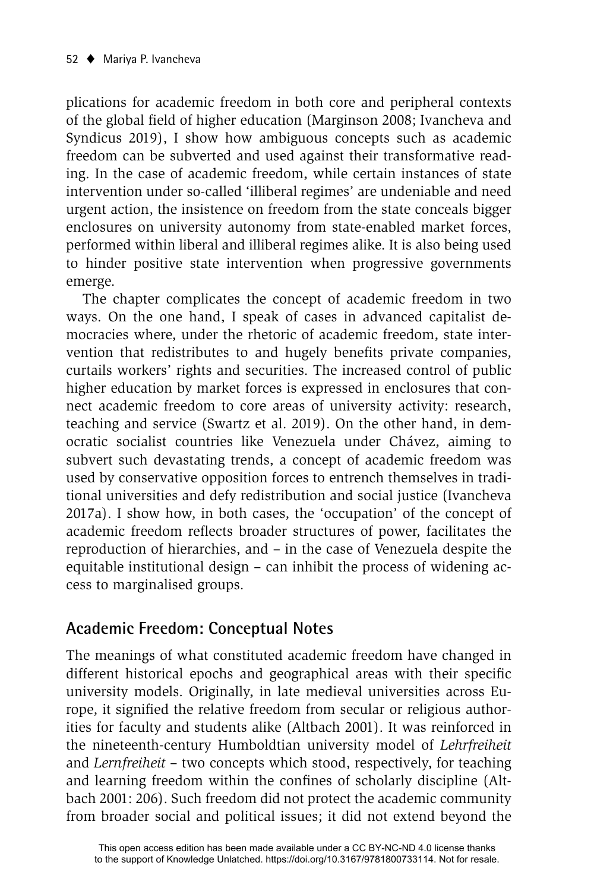plications for academic freedom in both core and peripheral contexts of the global field of higher education (Marginson 2008; Ivancheva and Syndicus 2019), I show how ambiguous concepts such as academic freedom can be subverted and used against their transformative reading. In the case of academic freedom, while certain instances of state intervention under so-called 'illiberal regimes' are undeniable and need urgent action, the insistence on freedom from the state conceals bigger enclosures on university autonomy from state-enabled market forces, performed within liberal and illiberal regimes alike. It is also being used to hinder positive state intervention when progressive governments emerge.

The chapter complicates the concept of academic freedom in two ways. On the one hand, I speak of cases in advanced capitalist democracies where, under the rhetoric of academic freedom, state intervention that redistributes to and hugely benefits private companies, curtails workers' rights and securities. The increased control of public higher education by market forces is expressed in enclosures that connect academic freedom to core areas of university activity: research, teaching and service (Swartz et al. 2019). On the other hand, in democratic socialist countries like Venezuela under Chávez, aiming to subvert such devastating trends, a concept of academic freedom was used by conservative opposition forces to entrench themselves in traditional universities and defy redistribution and social justice (Ivancheva 2017a). I show how, in both cases, the 'occupation' of the concept of academic freedom reflects broader structures of power, facilitates the reproduction of hierarchies, and – in the case of Venezuela despite the equitable institutional design – can inhibit the process of widening access to marginalised groups.

## Academic Freedom: Conceptual Notes

The meanings of what constituted academic freedom have changed in different historical epochs and geographical areas with their specific university models. Originally, in late medieval universities across Europe, it signified the relative freedom from secular or religious authorities for faculty and students alike (Altbach 2001). It was reinforced in the nineteenth-century Humboldtian university model of *Lehrfreiheit* and *Lernfreiheit* – two concepts which stood, respectively, for teaching and learning freedom within the confines of scholarly discipline (Altbach 2001: 206). Such freedom did not protect the academic community from broader social and political issues; it did not extend beyond the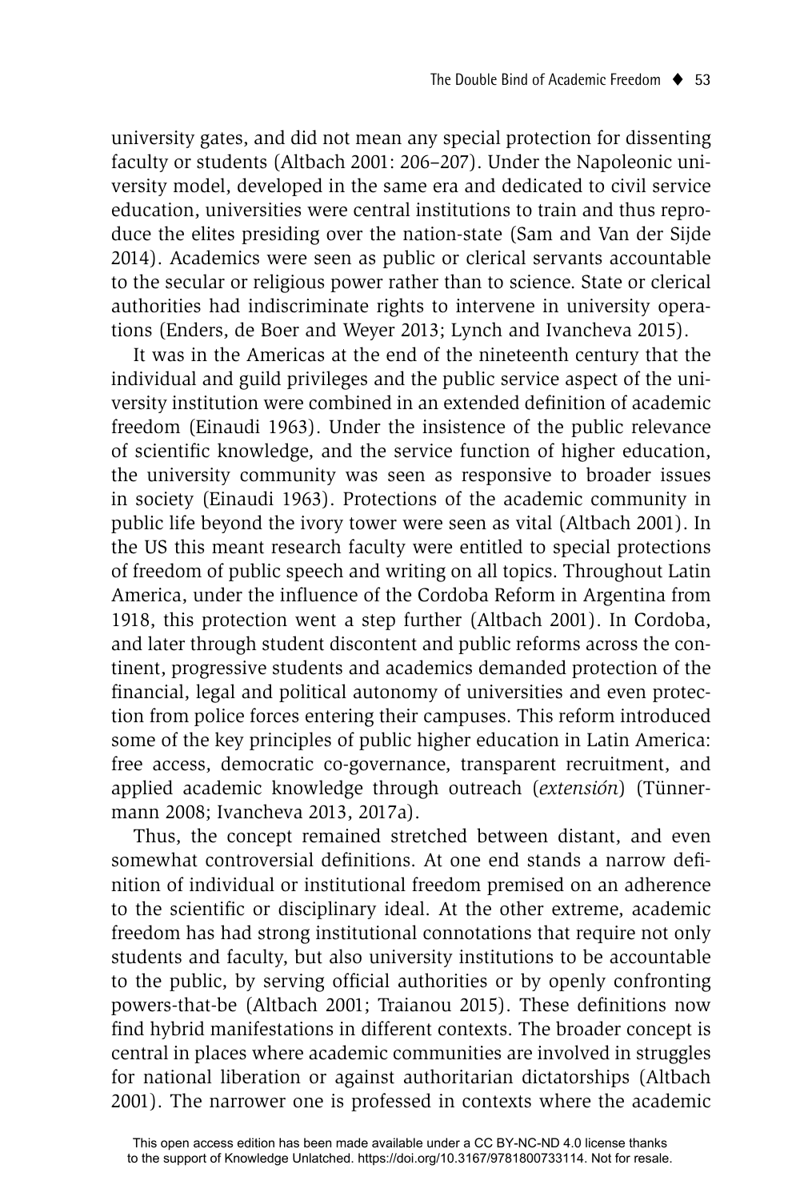university gates, and did not mean any special protection for dissenting faculty or students (Altbach 2001: 206–207). Under the Napoleonic university model, developed in the same era and dedicated to civil service education, universities were central institutions to train and thus reproduce the elites presiding over the nation-state (Sam and Van der Sijde 2014). Academics were seen as public or clerical servants accountable to the secular or religious power rather than to science. State or clerical authorities had indiscriminate rights to intervene in university operations (Enders, de Boer and Weyer 2013; Lynch and Ivancheva 2015).

It was in the Americas at the end of the nineteenth century that the individual and guild privileges and the public service aspect of the university institution were combined in an extended definition of academic freedom (Einaudi 1963). Under the insistence of the public relevance of scientific knowledge, and the service function of higher education, the university community was seen as responsive to broader issues in society (Einaudi 1963). Protections of the academic community in public life beyond the ivory tower were seen as vital (Altbach 2001). In the US this meant research faculty were entitled to special protections of freedom of public speech and writing on all topics. Throughout Latin America, under the influence of the Cordoba Reform in Argentina from 1918, this protection went a step further (Altbach 2001). In Cordoba, and later through student discontent and public reforms across the continent, progressive students and academics demanded protection of the financial, legal and political autonomy of universities and even protection from police forces entering their campuses. This reform introduced some of the key principles of public higher education in Latin America: free access, democratic co-governance, transparent recruitment, and applied academic knowledge through outreach (*extensión*) (Tünnermann 2008; Ivancheva 2013, 2017a).

Thus, the concept remained stretched between distant, and even somewhat controversial definitions. At one end stands a narrow definition of individual or institutional freedom premised on an adherence to the scientific or disciplinary ideal. At the other extreme, academic freedom has had strong institutional connotations that require not only students and faculty, but also university institutions to be accountable to the public, by serving official authorities or by openly confronting powers-that-be (Altbach 2001; Traianou 2015). These definitions now find hybrid manifestations in different contexts. The broader concept is central in places where academic communities are involved in struggles for national liberation or against authoritarian dictatorships (Altbach 2001). The narrower one is professed in contexts where the academic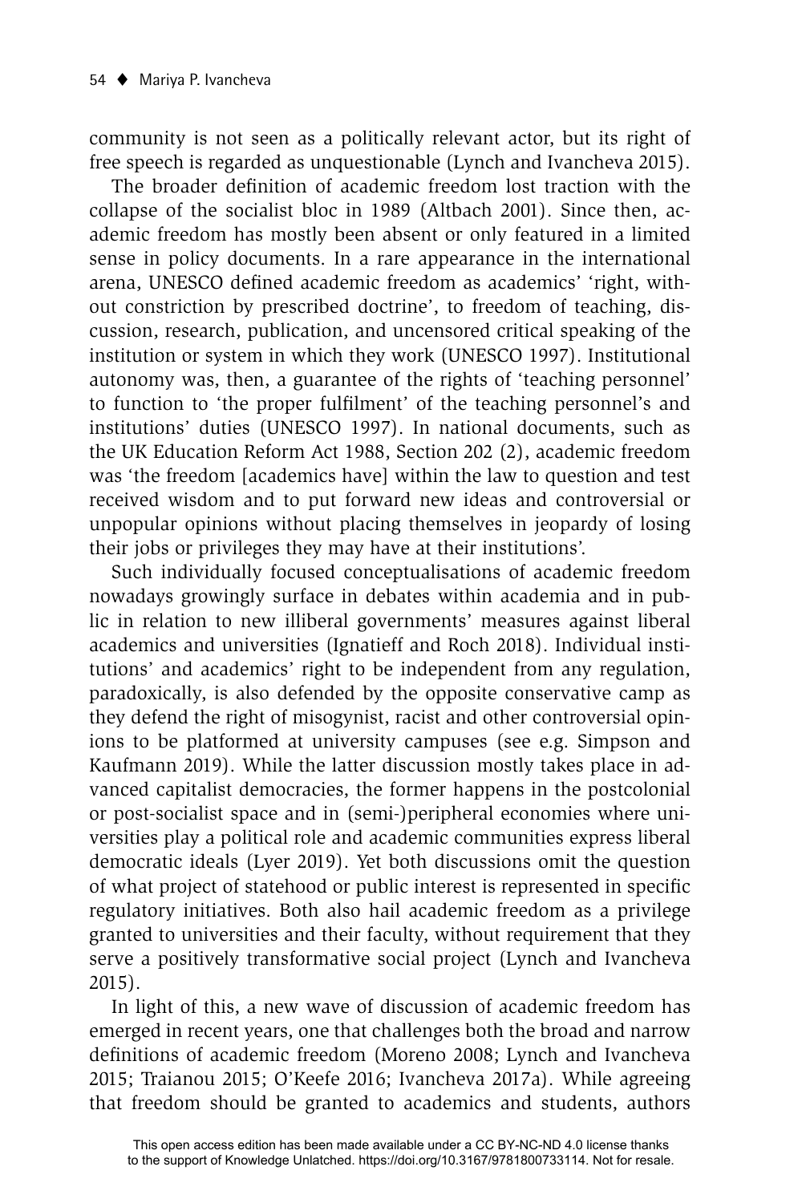community is not seen as a politically relevant actor, but its right of free speech is regarded as unquestionable (Lynch and Ivancheva 2015).

The broader definition of academic freedom lost traction with the collapse of the socialist bloc in 1989 (Altbach 2001). Since then, academic freedom has mostly been absent or only featured in a limited sense in policy documents. In a rare appearance in the international arena, UNESCO defined academic freedom as academics' 'right, without constriction by prescribed doctrine', to freedom of teaching, discussion, research, publication, and uncensored critical speaking of the institution or system in which they work (UNESCO 1997). Institutional autonomy was, then, a guarantee of the rights of 'teaching personnel' to function to 'the proper fulfilment' of the teaching personnel's and institutions' duties (UNESCO 1997). In national documents, such as the UK Education Reform Act 1988, Section 202 (2), academic freedom was 'the freedom [academics have] within the law to question and test received wisdom and to put forward new ideas and controversial or unpopular opinions without placing themselves in jeopardy of losing their jobs or privileges they may have at their institutions'.

Such individually focused conceptualisations of academic freedom nowadays growingly surface in debates within academia and in public in relation to new illiberal governments' measures against liberal academics and universities (Ignatieff and Roch 2018). Individual institutions' and academics' right to be independent from any regulation, paradoxically, is also defended by the opposite conservative camp as they defend the right of misogynist, racist and other controversial opinions to be platformed at university campuses (see e.g. Simpson and Kaufmann 2019). While the latter discussion mostly takes place in advanced capitalist democracies, the former happens in the postcolonial or post-socialist space and in (semi-)peripheral economies where universities play a political role and academic communities express liberal democratic ideals (Lyer 2019). Yet both discussions omit the question of what project of statehood or public interest is represented in specific regulatory initiatives. Both also hail academic freedom as a privilege granted to universities and their faculty, without requirement that they serve a positively transformative social project (Lynch and Ivancheva 2015).

In light of this, a new wave of discussion of academic freedom has emerged in recent years, one that challenges both the broad and narrow definitions of academic freedom (Moreno 2008; Lynch and Ivancheva 2015; Traianou 2015; O'Keefe 2016; Ivancheva 2017a). While agreeing that freedom should be granted to academics and students, authors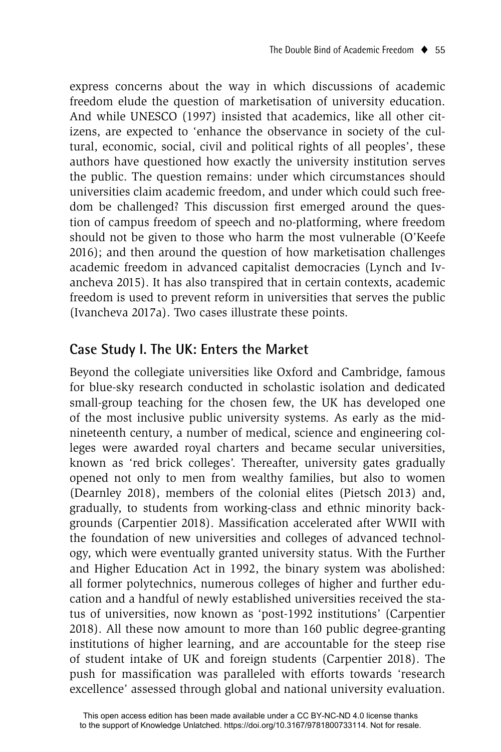express concerns about the way in which discussions of academic freedom elude the question of marketisation of university education. And while UNESCO (1997) insisted that academics, like all other citizens, are expected to 'enhance the observance in society of the cultural, economic, social, civil and political rights of all peoples', these authors have questioned how exactly the university institution serves the public. The question remains: under which circumstances should universities claim academic freedom, and under which could such freedom be challenged? This discussion first emerged around the question of campus freedom of speech and no-platforming, where freedom should not be given to those who harm the most vulnerable (O'Keefe 2016); and then around the question of how marketisation challenges academic freedom in advanced capitalist democracies (Lynch and Ivancheva 2015). It has also transpired that in certain contexts, academic freedom is used to prevent reform in universities that serves the public (Ivancheva 2017a). Two cases illustrate these points.

## Case Study I. The UK: Enters the Market

Beyond the collegiate universities like Oxford and Cambridge, famous for blue-sky research conducted in scholastic isolation and dedicated small-group teaching for the chosen few, the UK has developed one of the most inclusive public university systems. As early as the mid-nineteenth century, a number of medical, science and engineering colleges were awarded royal charters and became secular universities, known as 'red brick colleges'. Thereafter, university gates gradually opened not only to men from wealthy families, but also to women (Dearnley 2018), members of the colonial elites (Pietsch 2013) and, gradually, to students from working-class and ethnic minority backgrounds (Carpentier 2018). Massification accelerated after WWII with the foundation of new universities and colleges of advanced technology, which were eventually granted university status. With the Further and Higher Education Act in 1992, the binary system was abolished: all former polytechnics, numerous colleges of higher and further education and a handful of newly established universities received the status of universities, now known as 'post-1992 institutions' (Carpentier 2018). All these now amount to more than 160 public degree-granting institutions of higher learning, and are accountable for the steep rise of student intake of UK and foreign students (Carpentier 2018). The push for massification was paralleled with efforts towards 'research excellence' assessed through global and national university evaluation.

This open access edition has been made available under a CC BY-NC-ND 4.0 license thanks to the support of Knowledge Unlatched. https://doi.org/10.3167/9781800733114. Not for resale.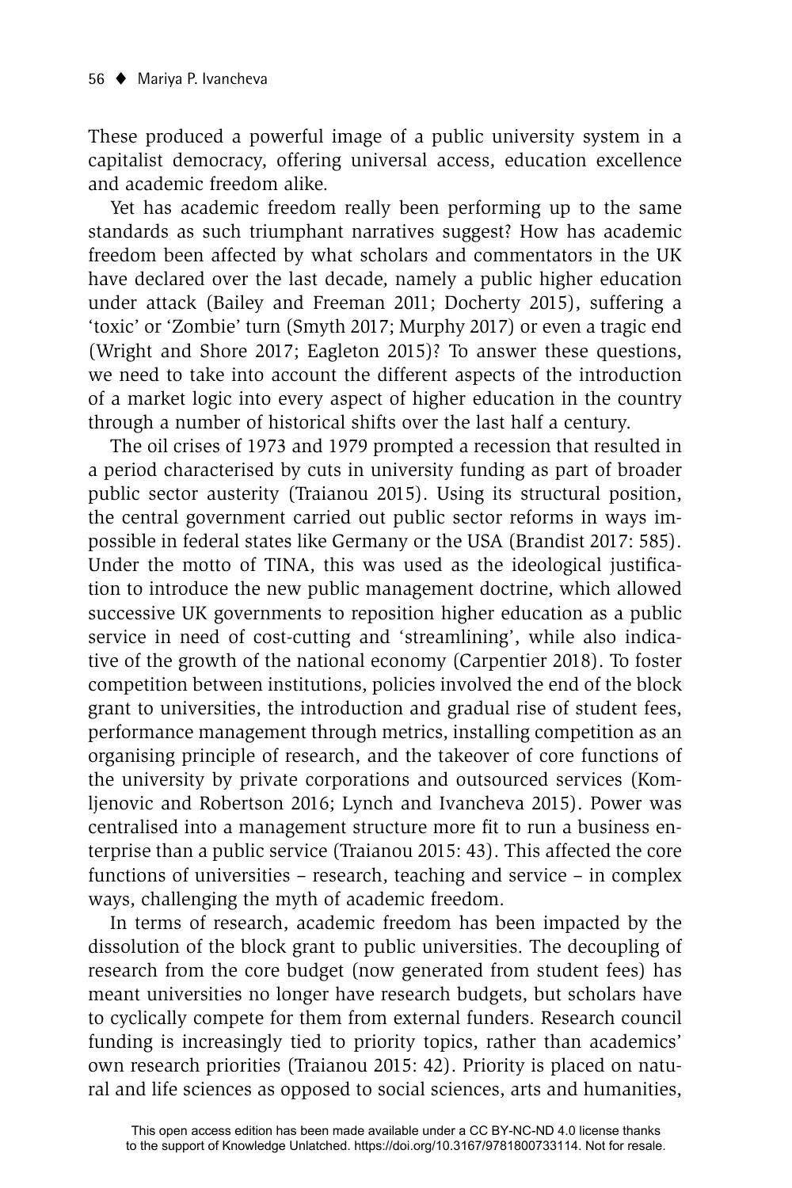These produced a powerful image of a public university system in a capitalist democracy, offering universal access, education excellence and academic freedom alike.

Yet has academic freedom really been performing up to the same standards as such triumphant narratives suggest? How has academic freedom been affected by what scholars and commentators in the UK have declared over the last decade, namely a public higher education under attack (Bailey and Freeman 2011; Docherty 2015), suffering a 'toxic' or 'Zombie' turn (Smyth 2017; Murphy 2017) or even a tragic end (Wright and Shore 2017; Eagleton 2015)? To answer these questions, we need to take into account the different aspects of the introduction of a market logic into every aspect of higher education in the country through a number of historical shifts over the last half a century.

The oil crises of 1973 and 1979 prompted a recession that resulted in a period characterised by cuts in university funding as part of broader public sector austerity (Traianou 2015). Using its structural position, the central government carried out public sector reforms in ways impossible in federal states like Germany or the USA (Brandist 2017: 585). Under the motto of TINA, this was used as the ideological justification to introduce the new public management doctrine, which allowed successive UK governments to reposition higher education as a public service in need of cost-cutting and 'streamlining', while also indicative of the growth of the national economy (Carpentier 2018). To foster competition between institutions, policies involved the end of the block grant to universities, the introduction and gradual rise of student fees, performance management through metrics, installing competition as an organising principle of research, and the takeover of core functions of the university by private corporations and outsourced services (Komljenovic and Robertson 2016; Lynch and Ivancheva 2015). Power was centralised into a management structure more fit to run a business enterprise than a public service (Traianou 2015: 43). This affected the core functions of universities – research, teaching and service – in complex ways, challenging the myth of academic freedom.

In terms of research, academic freedom has been impacted by the dissolution of the block grant to public universities. The decoupling of research from the core budget (now generated from student fees) has meant universities no longer have research budgets, but scholars have to cyclically compete for them from external funders. Research council funding is increasingly tied to priority topics, rather than academics' own research priorities (Traianou 2015: 42). Priority is placed on natural and life sciences as opposed to social sciences, arts and humanities,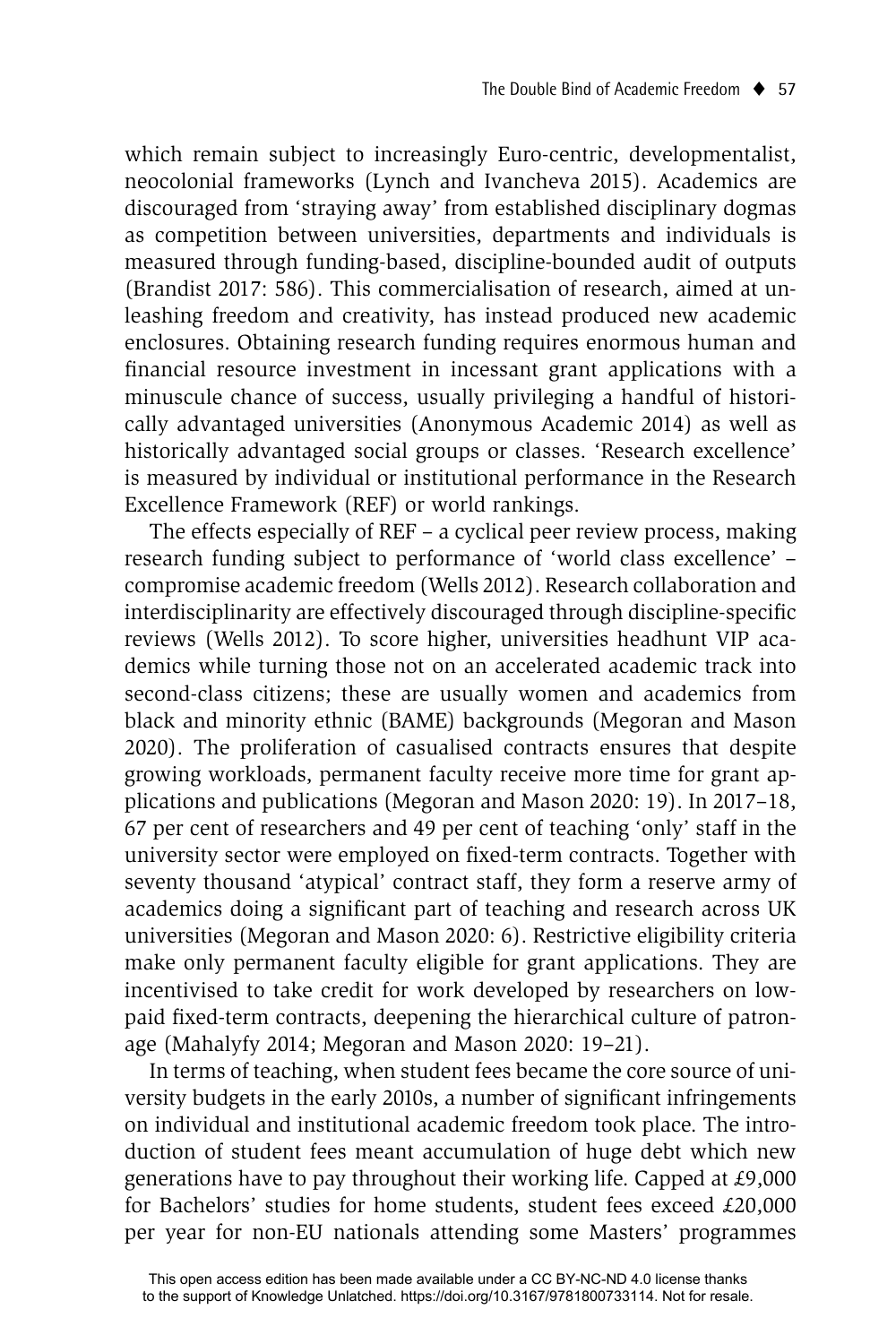which remain subject to increasingly Euro-centric, developmentalist, neocolonial frameworks (Lynch and Ivancheva 2015). Academics are discouraged from 'straying away' from established disciplinary dogmas as competition between universities, departments and individuals is measured through funding-based, discipline-bounded audit of outputs (Brandist 2017: 586). This commercialisation of research, aimed at unleashing freedom and creativity, has instead produced new academic enclosures. Obtaining research funding requires enormous human and financial resource investment in incessant grant applications with a minuscule chance of success, usually privileging a handful of historically advantaged universities (Anonymous Academic 2014) as well as historically advantaged social groups or classes. 'Research excellence' is measured by individual or institutional performance in the Research Excellence Framework (REF) or world rankings.

The effects especially of REF – a cyclical peer review process, making research funding subject to performance of 'world class excellence' – compromise academic freedom (Wells 2012). Research collaboration and interdisciplinarity are effectively discouraged through discipline-specific reviews (Wells 2012). To score higher, universities headhunt VIP academics while turning those not on an accelerated academic track into second-class citizens; these are usually women and academics from black and minority ethnic (BAME) backgrounds (Megoran and Mason 2020). The proliferation of casualised contracts ensures that despite growing workloads, permanent faculty receive more time for grant applications and publications (Megoran and Mason 2020: 19). In 2017–18, 67 per cent of researchers and 49 per cent of teaching 'only' staff in the university sector were employed on fixed-term contracts. Together with seventy thousand 'atypical' contract staff, they form a reserve army of academics doing a significant part of teaching and research across UK universities (Megoran and Mason 2020: 6). Restrictive eligibility criteria make only permanent faculty eligible for grant applications. They are incentivised to take credit for work developed by researchers on low-paid fixed-term contracts, deepening the hierarchical culture of patronage (Mahalyfy 2014; Megoran and Mason 2020: 19–21).

In terms of teaching, when student fees became the core source of university budgets in the early 2010s, a number of significant infringements on individual and institutional academic freedom took place. The introduction of student fees meant accumulation of huge debt which new generations have to pay throughout their working life. Capped at £9,000 for Bachelors' studies for home students, student fees exceed £20,000 per year for non-EU nationals attending some Masters' programmes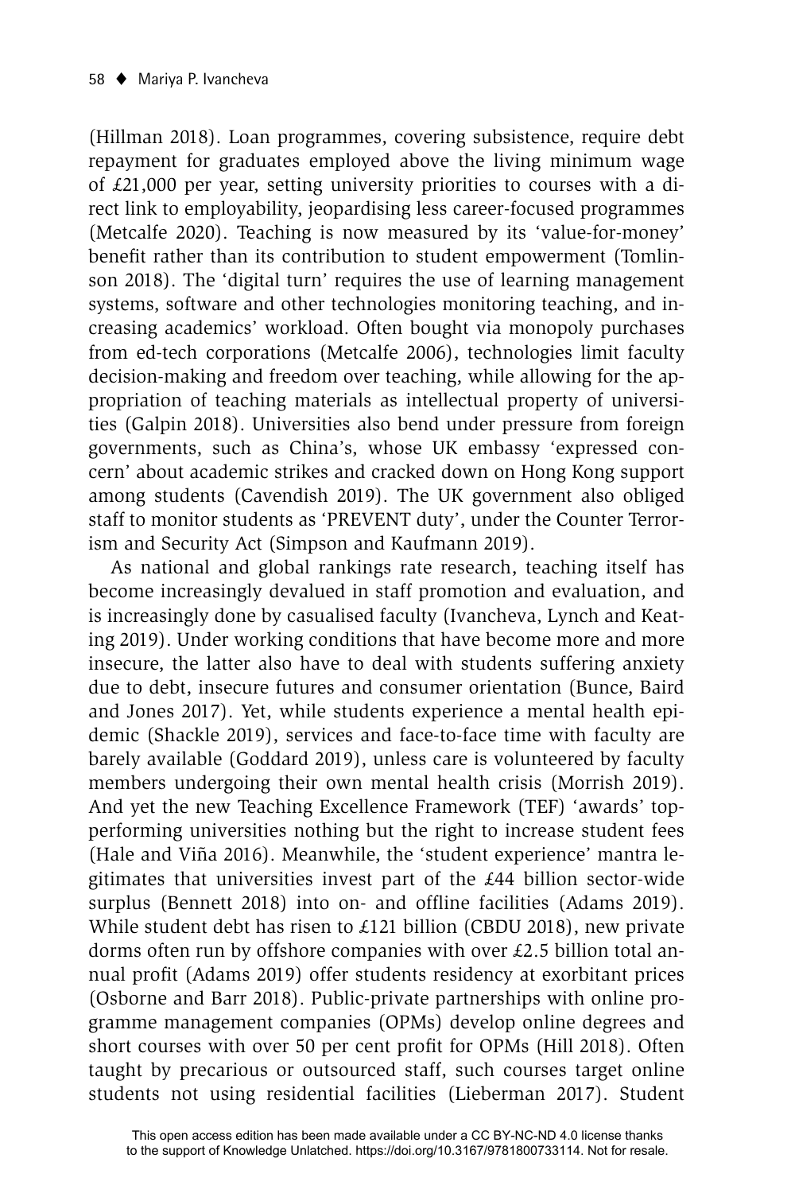(Hillman 2018). Loan programmes, covering subsistence, require debt repayment for graduates employed above the living minimum wage of £21,000 per year, setting university priorities to courses with a direct link to employability, jeopardising less career-focused programmes (Metcalfe 2020). Teaching is now measured by its 'value-for-money' benefit rather than its contribution to student empowerment (Tomlinson 2018). The 'digital turn' requires the use of learning management systems, software and other technologies monitoring teaching, and increasing academics' workload. Often bought via monopoly purchases from ed-tech corporations (Metcalfe 2006), technologies limit faculty decision-making and freedom over teaching, while allowing for the appropriation of teaching materials as intellectual property of universities (Galpin 2018). Universities also bend under pressure from foreign governments, such as China's, whose UK embassy 'expressed concern' about academic strikes and cracked down on Hong Kong support among students (Cavendish 2019). The UK government also obliged staff to monitor students as 'PREVENT duty', under the Counter Terrorism and Security Act (Simpson and Kaufmann 2019).

As national and global rankings rate research, teaching itself has become increasingly devalued in staff promotion and evaluation, and is increasingly done by casualised faculty (Ivancheva, Lynch and Keating 2019). Under working conditions that have become more and more insecure, the latter also have to deal with students suffering anxiety due to debt, insecure futures and consumer orientation (Bunce, Baird and Jones 2017). Yet, while students experience a mental health epidemic (Shackle 2019), services and face-to-face time with faculty are barely available (Goddard 2019), unless care is volunteered by faculty members undergoing their own mental health crisis (Morrish 2019). And yet the new Teaching Excellence Framework (TEF) 'awards' top-performing universities nothing but the right to increase student fees (Hale and Viña 2016). Meanwhile, the 'student experience' mantra legitimates that universities invest part of the £44 billion sector-wide surplus (Bennett 2018) into on- and offline facilities (Adams 2019). While student debt has risen to £121 billion (CBDU 2018), new private dorms often run by offshore companies with over £2.5 billion total annual profit (Adams 2019) offer students residency at exorbitant prices (Osborne and Barr 2018). Public-private partnerships with online programme management companies (OPMs) develop online degrees and short courses with over 50 per cent profit for OPMs (Hill 2018). Often taught by precarious or outsourced staff, such courses target online students not using residential facilities (Lieberman 2017). Student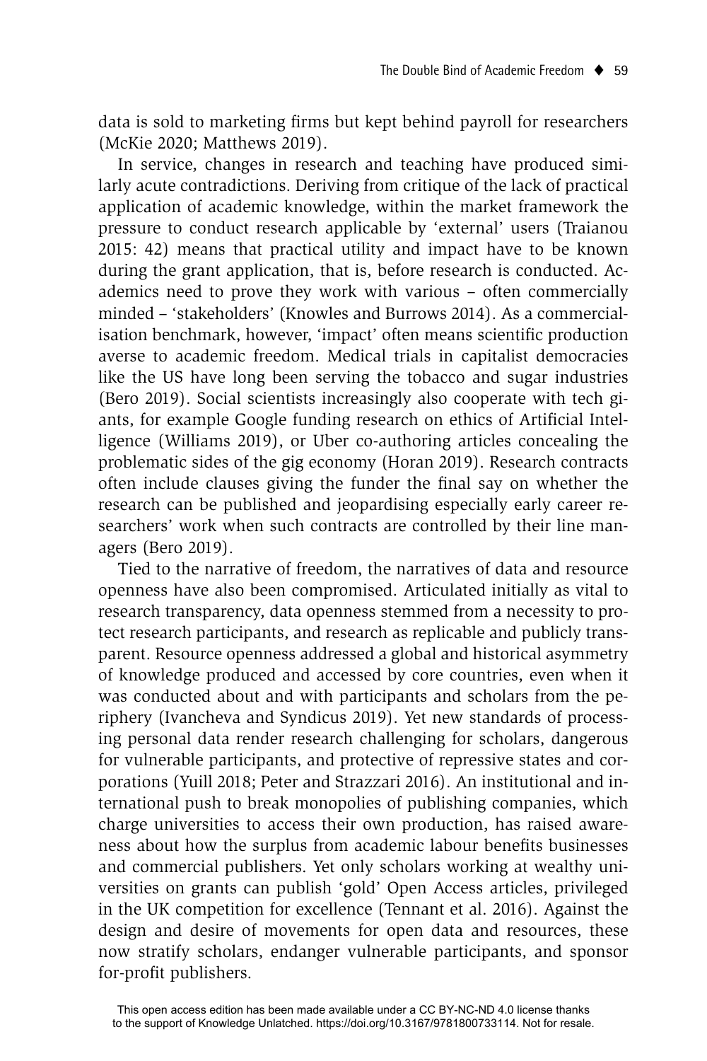data is sold to marketing firms but kept behind payroll for researchers (McKie 2020; Matthews 2019).

In service, changes in research and teaching have produced similarly acute contradictions. Deriving from critique of the lack of practical application of academic knowledge, within the market framework the pressure to conduct research applicable by 'external' users (Traianou 2015: 42) means that practical utility and impact have to be known during the grant application, that is, before research is conducted. Academics need to prove they work with various – often commercially minded – 'stakeholders' (Knowles and Burrows 2014). As a commercialisation benchmark, however, 'impact' often means scientific production averse to academic freedom. Medical trials in capitalist democracies like the US have long been serving the tobacco and sugar industries (Bero 2019). Social scientists increasingly also cooperate with tech giants, for example Google funding research on ethics of Artificial Intelligence (Williams 2019), or Uber co-authoring articles concealing the problematic sides of the gig economy (Horan 2019). Research contracts often include clauses giving the funder the final say on whether the research can be published and jeopardising especially early career researchers' work when such contracts are controlled by their line managers (Bero 2019).

Tied to the narrative of freedom, the narratives of data and resource openness have also been compromised. Articulated initially as vital to research transparency, data openness stemmed from a necessity to protect research participants, and research as replicable and publicly transparent. Resource openness addressed a global and historical asymmetry of knowledge produced and accessed by core countries, even when it was conducted about and with participants and scholars from the periphery (Ivancheva and Syndicus 2019). Yet new standards of processing personal data render research challenging for scholars, dangerous for vulnerable participants, and protective of repressive states and corporations (Yuill 2018; Peter and Strazzari 2016). An institutional and international push to break monopolies of publishing companies, which charge universities to access their own production, has raised awareness about how the surplus from academic labour benefits businesses and commercial publishers. Yet only scholars working at wealthy universities on grants can publish 'gold' Open Access articles, privileged in the UK competition for excellence (Tennant et al. 2016). Against the design and desire of movements for open data and resources, these now stratify scholars, endanger vulnerable participants, and sponsor for-profit publishers.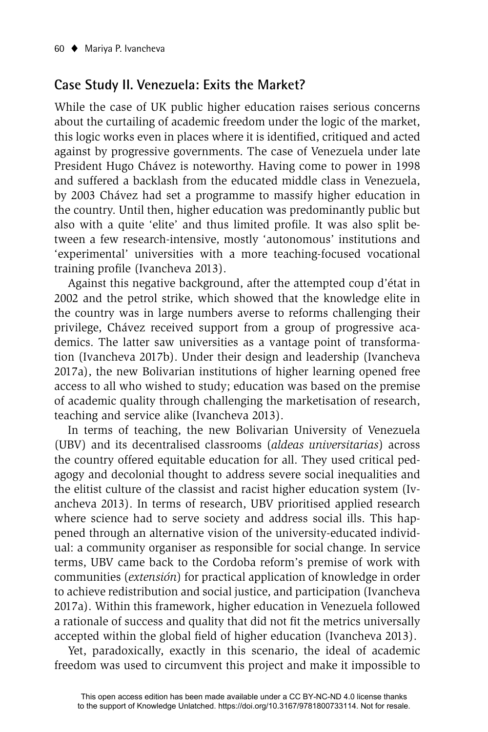## Case Study II. Venezuela: Exits the Market?

While the case of UK public higher education raises serious concerns about the curtailing of academic freedom under the logic of the market, this logic works even in places where it is identified, critiqued and acted against by progressive governments. The case of Venezuela under late President Hugo Chávez is noteworthy. Having come to power in 1998 and suffered a backlash from the educated middle class in Venezuela, by 2003 Chávez had set a programme to massify higher education in the country. Until then, higher education was predominantly public but also with a quite 'elite' and thus limited profile. It was also split between a few research-intensive, mostly 'autonomous' institutions and 'experimental' universities with a more teaching-focused vocational training profile (Ivancheva 2013).

Against this negative background, after the attempted coup d'état in 2002 and the petrol strike, which showed that the knowledge elite in the country was in large numbers averse to reforms challenging their privilege, Chávez received support from a group of progressive academics. The latter saw universities as a vantage point of transformation (Ivancheva 2017b). Under their design and leadership (Ivancheva 2017a), the new Bolivarian institutions of higher learning opened free access to all who wished to study; education was based on the premise of academic quality through challenging the marketisation of research, teaching and service alike (Ivancheva 2013).

In terms of teaching, the new Bolivarian University of Venezuela (UBV) and its decentralised classrooms (*aldeas universitarias*) across the country offered equitable education for all. They used critical pedagogy and decolonial thought to address severe social inequalities and the elitist culture of the classist and racist higher education system (Ivancheva 2013). In terms of research, UBV prioritised applied research where science had to serve society and address social ills. This happened through an alternative vision of the university-educated individual: a community organiser as responsible for social change. In service terms, UBV came back to the Cordoba reform's premise of work with communities (*extensión*) for practical application of knowledge in order to achieve redistribution and social justice, and participation (Ivancheva 2017a). Within this framework, higher education in Venezuela followed a rationale of success and quality that did not fit the metrics universally accepted within the global field of higher education (Ivancheva 2013).

Yet, paradoxically, exactly in this scenario, the ideal of academic freedom was used to circumvent this project and make it impossible to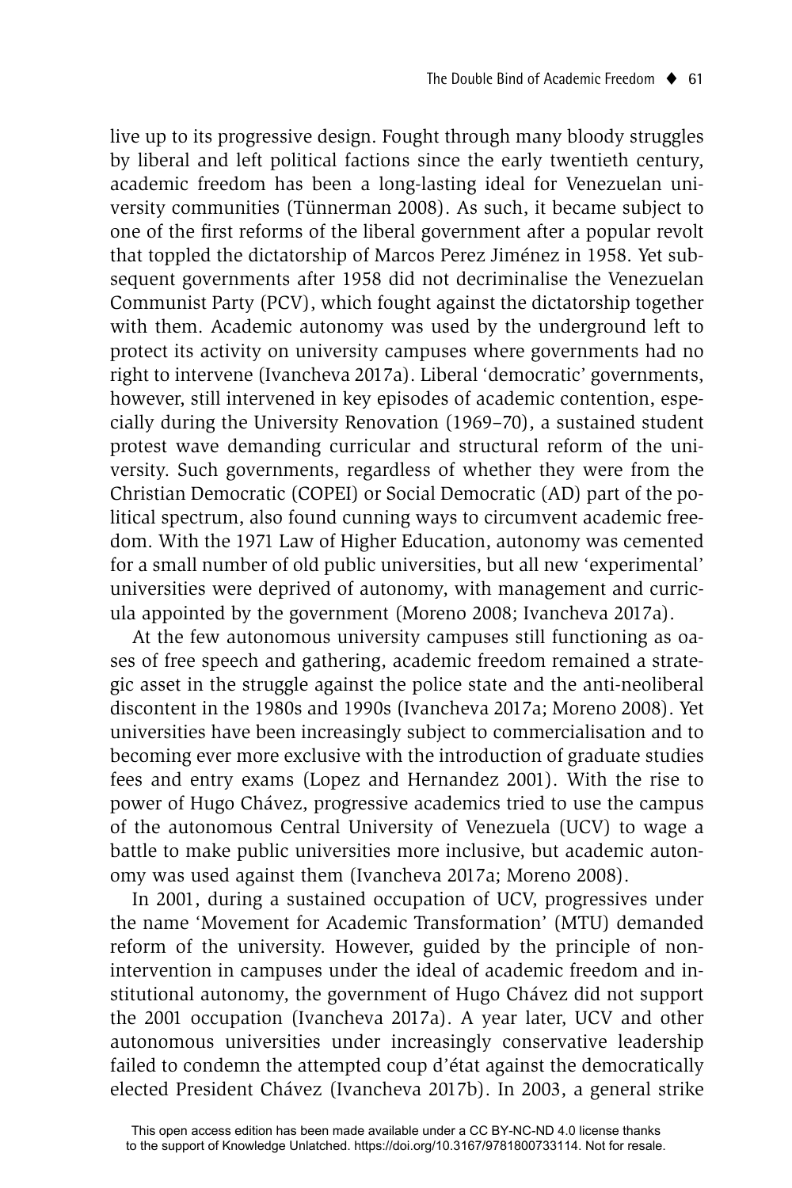live up to its progressive design. Fought through many bloody struggles by liberal and left political factions since the early twentieth century, academic freedom has been a long-lasting ideal for Venezuelan university communities (Tünnerman 2008). As such, it became subject to one of the first reforms of the liberal government after a popular revolt that toppled the dictatorship of Marcos Perez Jiménez in 1958. Yet subsequent governments after 1958 did not decriminalise the Venezuelan Communist Party (PCV), which fought against the dictatorship together with them. Academic autonomy was used by the underground left to protect its activity on university campuses where governments had no right to intervene (Ivancheva 2017a). Liberal 'democratic' governments, however, still intervened in key episodes of academic contention, especially during the University Renovation (1969–70), a sustained student protest wave demanding curricular and structural reform of the university. Such governments, regardless of whether they were from the Christian Democratic (COPEI) or Social Democratic (AD) part of the political spectrum, also found cunning ways to circumvent academic freedom. With the 1971 Law of Higher Education, autonomy was cemented for a small number of old public universities, but all new 'experimental' universities were deprived of autonomy, with management and curricula appointed by the government (Moreno 2008; Ivancheva 2017a).

At the few autonomous university campuses still functioning as oases of free speech and gathering, academic freedom remained a strategic asset in the struggle against the police state and the anti-neoliberal discontent in the 1980s and 1990s (Ivancheva 2017a; Moreno 2008). Yet universities have been increasingly subject to commercialisation and to becoming ever more exclusive with the introduction of graduate studies fees and entry exams (Lopez and Hernandez 2001). With the rise to power of Hugo Chávez, progressive academics tried to use the campus of the autonomous Central University of Venezuela (UCV) to wage a battle to make public universities more inclusive, but academic autonomy was used against them (Ivancheva 2017a; Moreno 2008).

In 2001, during a sustained occupation of UCV, progressives under the name 'Movement for Academic Transformation' (MTU) demanded reform of the university. However, guided by the principle of non-intervention in campuses under the ideal of academic freedom and institutional autonomy, the government of Hugo Chávez did not support the 2001 occupation (Ivancheva 2017a). A year later, UCV and other autonomous universities under increasingly conservative leadership failed to condemn the attempted coup d'état against the democratically elected President Chávez (Ivancheva 2017b). In 2003, a general strike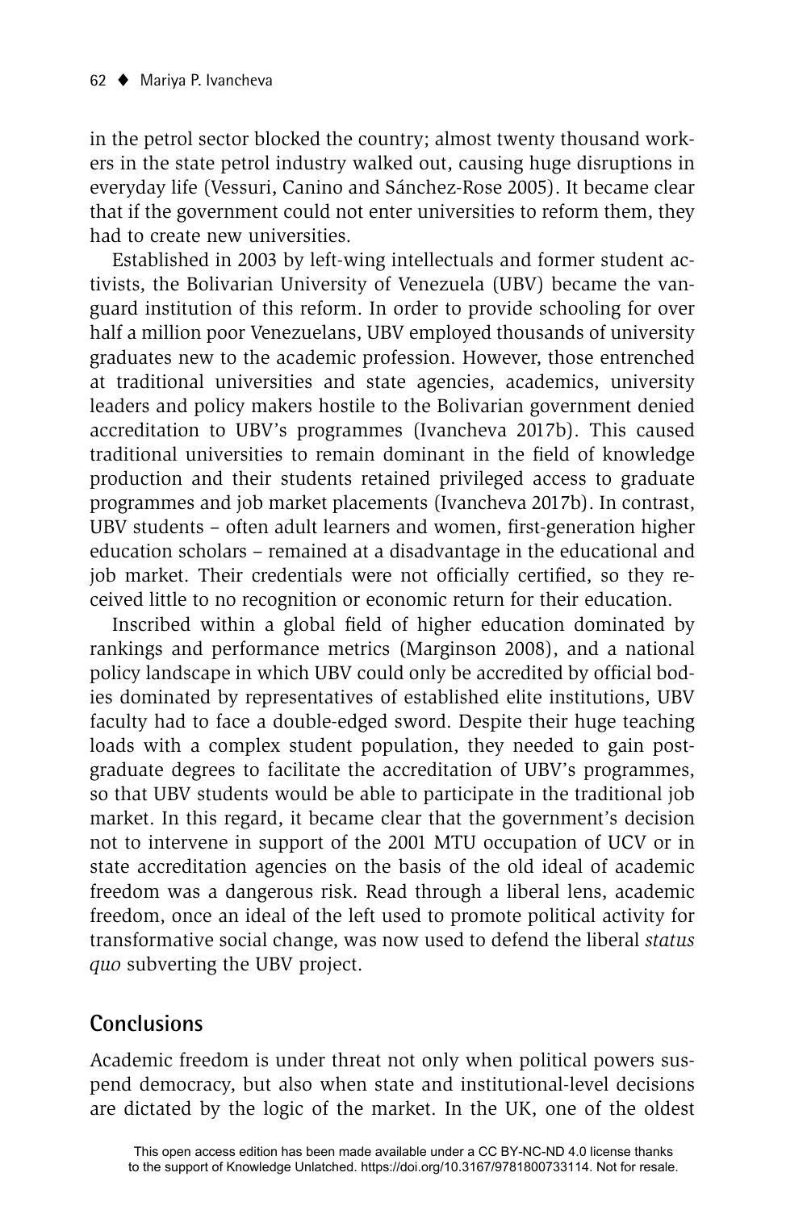in the petrol sector blocked the country; almost twenty thousand workers in the state petrol industry walked out, causing huge disruptions in everyday life (Vessuri, Canino and Sánchez-Rose 2005). It became clear that if the government could not enter universities to reform them, they had to create new universities.

Established in 2003 by left-wing intellectuals and former student activists, the Bolivarian University of Venezuela (UBV) became the vanguard institution of this reform. In order to provide schooling for over half a million poor Venezuelans, UBV employed thousands of university graduates new to the academic profession. However, those entrenched at traditional universities and state agencies, academics, university leaders and policy makers hostile to the Bolivarian government denied accreditation to UBV's programmes (Ivancheva 2017b). This caused traditional universities to remain dominant in the field of knowledge production and their students retained privileged access to graduate programmes and job market placements (Ivancheva 2017b). In contrast, UBV students – often adult learners and women, first-generation higher education scholars – remained at a disadvantage in the educational and job market. Their credentials were not officially certified, so they received little to no recognition or economic return for their education.

Inscribed within a global field of higher education dominated by rankings and performance metrics (Marginson 2008), and a national policy landscape in which UBV could only be accredited by official bodies dominated by representatives of established elite institutions, UBV faculty had to face a double-edged sword. Despite their huge teaching loads with a complex student population, they needed to gain postgraduate degrees to facilitate the accreditation of UBV's programmes, so that UBV students would be able to participate in the traditional job market. In this regard, it became clear that the government's decision not to intervene in support of the 2001 MTU occupation of UCV or in state accreditation agencies on the basis of the old ideal of academic freedom was a dangerous risk. Read through a liberal lens, academic freedom, once an ideal of the left used to promote political activity for transformative social change, was now used to defend the liberal *status quo* subverting the UBV project.

## Conclusions

Academic freedom is under threat not only when political powers suspend democracy, but also when state and institutional-level decisions are dictated by the logic of the market. In the UK, one of the oldest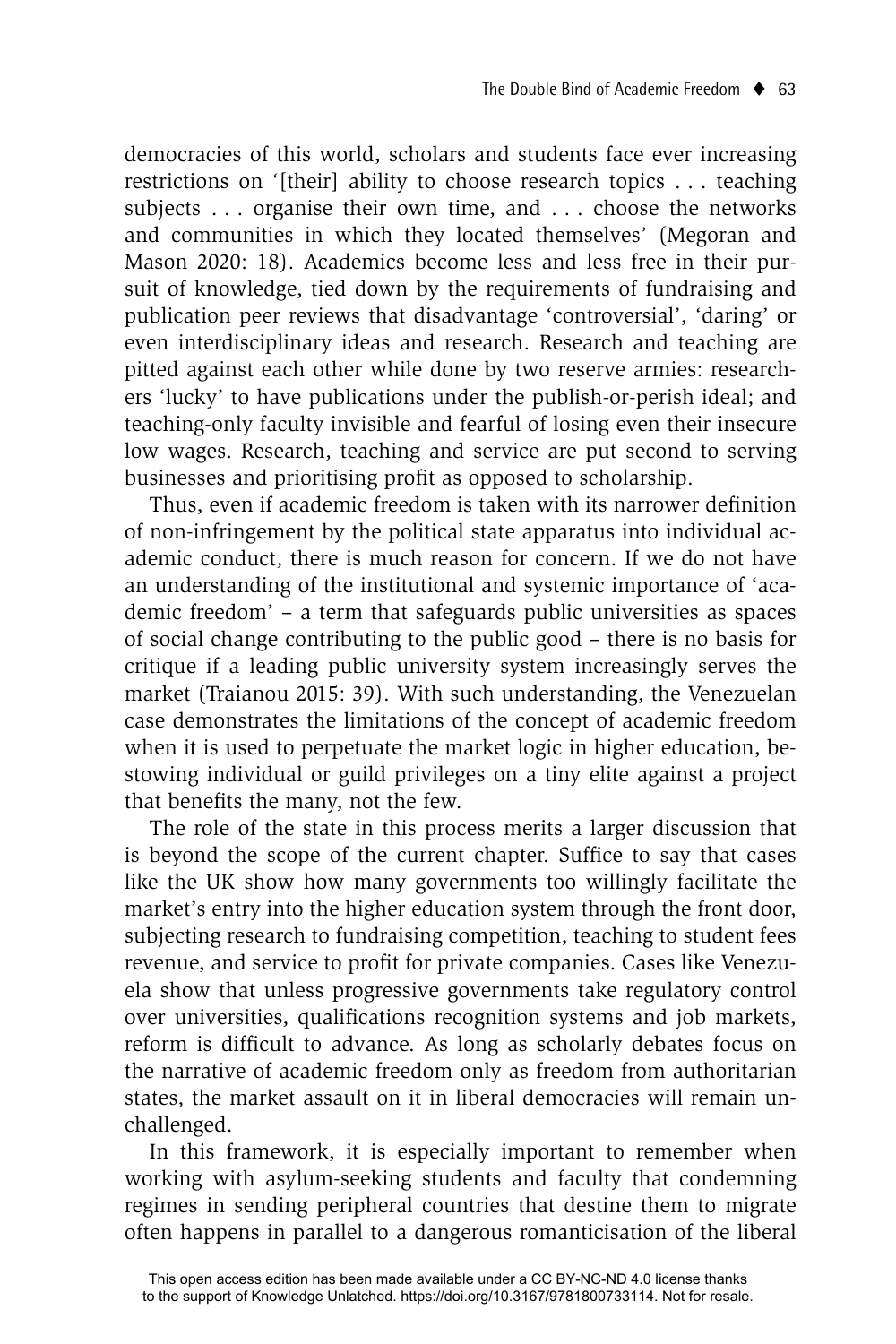democracies of this world, scholars and students face ever increasing restrictions on '[their] ability to choose research topics . . . teaching subjects . . . organise their own time, and . . . choose the networks and communities in which they located themselves' (Megoran and Mason 2020: 18). Academics become less and less free in their pursuit of knowledge, tied down by the requirements of fundraising and publication peer reviews that disadvantage 'controversial', 'daring' or even interdisciplinary ideas and research. Research and teaching are pitted against each other while done by two reserve armies: researchers 'lucky' to have publications under the publish-or-perish ideal; and teaching-only faculty invisible and fearful of losing even their insecure low wages. Research, teaching and service are put second to serving businesses and prioritising profit as opposed to scholarship.

Thus, even if academic freedom is taken with its narrower definition of non-infringement by the political state apparatus into individual academic conduct, there is much reason for concern. If we do not have an understanding of the institutional and systemic importance of 'academic freedom' – a term that safeguards public universities as spaces of social change contributing to the public good – there is no basis for critique if a leading public university system increasingly serves the market (Traianou 2015: 39). With such understanding, the Venezuelan case demonstrates the limitations of the concept of academic freedom when it is used to perpetuate the market logic in higher education, bestowing individual or guild privileges on a tiny elite against a project that benefits the many, not the few.

The role of the state in this process merits a larger discussion that is beyond the scope of the current chapter. Suffice to say that cases like the UK show how many governments too willingly facilitate the market's entry into the higher education system through the front door, subjecting research to fundraising competition, teaching to student fees revenue, and service to profit for private companies. Cases like Venezuela show that unless progressive governments take regulatory control over universities, qualifications recognition systems and job markets, reform is difficult to advance. As long as scholarly debates focus on the narrative of academic freedom only as freedom from authoritarian states, the market assault on it in liberal democracies will remain unchallenged.

In this framework, it is especially important to remember when working with asylum-seeking students and faculty that condemning regimes in sending peripheral countries that destine them to migrate often happens in parallel to a dangerous romanticisation of the liberal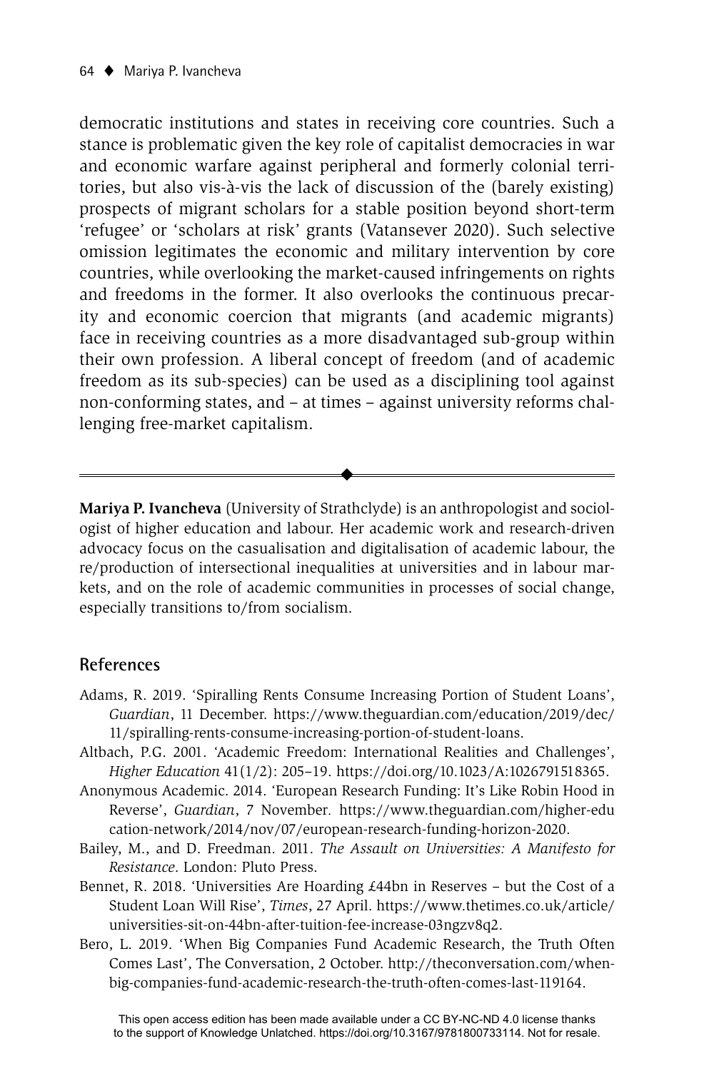democratic institutions and states in receiving core countries. Such a stance is problematic given the key role of capitalist democracies in war and economic warfare against peripheral and formerly colonial territories, but also vis-à-vis the lack of discussion of the (barely existing) prospects of migrant scholars for a stable position beyond short-term 'refugee' or 'scholars at risk' grants (Vatansever 2020). Such selective omission legitimates the economic and military intervention by core countries, while overlooking the market-caused infringements on rights and freedoms in the former. It also overlooks the continuous precarity and economic coercion that migrants (and academic migrants) face in receiving countries as a more disadvantaged sub-group within their own profession. A liberal concept of freedom (and of academic freedom as its sub-species) can be used as a disciplining tool against non-conforming states, and – at times – against university reforms challenging free-market capitalism.

---

**Mariya P. Ivancheva** (University of Strathclyde) is an anthropologist and sociologist of higher education and labour. Her academic work and research-driven advocacy focus on the casualisation and digitalisation of academic labour, the re/production of intersectional inequalities at universities and in labour markets, and on the role of academic communities in processes of social change, especially transitions to/from socialism.

## References

Adams, R. 2019. 'Spiralling Rents Consume Increasing Portion of Student Loans', *Guardian*, 11 December. https://www.theguardian.com/education/2019/dec/11/spiralling-rents-consume-increasing-portion-of-student-loans.

Altbach, P.G. 2001. 'Academic Freedom: International Realities and Challenges', *Higher Education* 41(1/2): 205–19. https://doi.org/10.1023/A:1026791518365.

Anonymous Academic. 2014. 'European Research Funding: It's Like Robin Hood in Reverse', *Guardian*, 7 November. https://www.theguardian.com/higher-education-network/2014/nov/07/european-research-funding-horizon-2020.

Bailey, M., and D. Freedman. 2011. *The Assault on Universities: A Manifesto for Resistance*. London: Pluto Press.

Bennet, R. 2018. 'Universities Are Hoarding £44bn in Reserves – but the Cost of a Student Loan Will Rise', *Times*, 27 April. https://www.thetimes.co.uk/article/universities-sit-on-44bn-after-tuition-fee-increase-03ngzv8q2.

Bero, L. 2019. 'When Big Companies Fund Academic Research, the Truth Often Comes Last', The Conversation, 2 October. http://theconversation.com/when-big-companies-fund-academic-research-the-truth-often-comes-last-119164.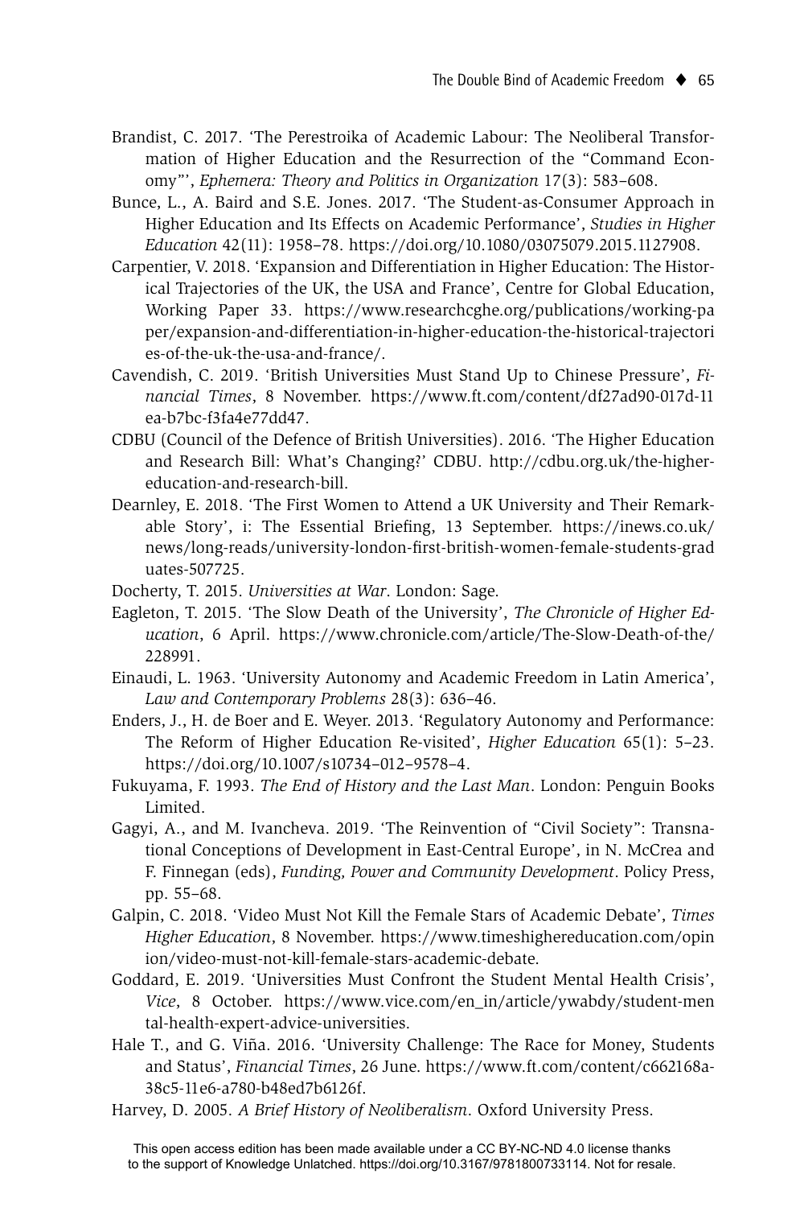Brandist, C. 2017. 'The Perestroika of Academic Labour: The Neoliberal Transformation of Higher Education and the Resurrection of the "Command Economy"', *Ephemera: Theory and Politics in Organization* 17(3): 583–608.

Bunce, L., A. Baird and S.E. Jones. 2017. 'The Student-as-Consumer Approach in Higher Education and Its Effects on Academic Performance', *Studies in Higher Education* 42(11): 1958–78. https://doi.org/10.1080/03075079.2015.1127908.

Carpentier, V. 2018. 'Expansion and Differentiation in Higher Education: The Historical Trajectories of the UK, the USA and France', Centre for Global Education, Working Paper 33. https://www.researchcghe.org/publications/working-paper/expansion-and-differentiation-in-higher-education-the-historical-trajectories-of-the-uk-the-usa-and-france/.

Cavendish, C. 2019. 'British Universities Must Stand Up to Chinese Pressure', *Financial Times*, 8 November. https://www.ft.com/content/df27ad90-017d-11ea-b7bc-f3fa4e77dd47.

CDBU (Council of the Defence of British Universities). 2016. 'The Higher Education and Research Bill: What's Changing?' CDBU. http://cdbu.org.uk/the-higher-education-and-research-bill.

Dearnley, E. 2018. 'The First Women to Attend a UK University and Their Remarkable Story', i: The Essential Briefing, 13 September. https://inews.co.uk/news/long-reads/university-london-first-british-women-female-students-graduates-507725.

Docherty, T. 2015. *Universities at War*. London: Sage.

Eagleton, T. 2015. 'The Slow Death of the University', *The Chronicle of Higher Education*, 6 April. https://www.chronicle.com/article/The-Slow-Death-of-the/228991.

Einaudi, L. 1963. 'University Autonomy and Academic Freedom in Latin America', *Law and Contemporary Problems* 28(3): 636–46.

Enders, J., H. de Boer and E. Weyer. 2013. 'Regulatory Autonomy and Performance: The Reform of Higher Education Re-visited', *Higher Education* 65(1): 5–23. https://doi.org/10.1007/s10734–012–9578–4.

Fukuyama, F. 1993. *The End of History and the Last Man*. London: Penguin Books Limited.

Gagyi, A., and M. Ivancheva. 2019. 'The Reinvention of "Civil Society": Transnational Conceptions of Development in East-Central Europe', in N. McCrea and F. Finnegan (eds), *Funding, Power and Community Development*. Policy Press, pp. 55–68.

Galpin, C. 2018. 'Video Must Not Kill the Female Stars of Academic Debate', *Times Higher Education*, 8 November. https://www.timeshighereducation.com/opinion/video-must-not-kill-female-stars-academic-debate.

Goddard, E. 2019. 'Universities Must Confront the Student Mental Health Crisis', *Vice*, 8 October. https://www.vice.com/en_in/article/ywabdy/student-mental-health-expert-advice-universities.

Hale T., and G. Viña. 2016. 'University Challenge: The Race for Money, Students and Status', *Financial Times*, 26 June. https://www.ft.com/content/c662168a-38c5-11e6-a780-b48ed7b6126f.

Harvey, D. 2005. *A Brief History of Neoliberalism*. Oxford University Press.

This open access edition has been made available under a CC BY-NC-ND 4.0 license thanks to the support of Knowledge Unlatched. https://doi.org/10.3167/9781800733114. Not for resale.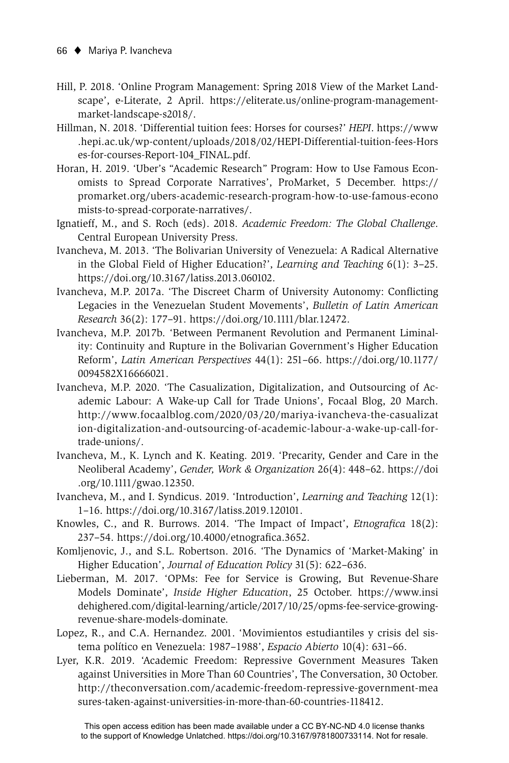Hill, P. 2018. 'Online Program Management: Spring 2018 View of the Market Landscape', e-Literate, 2 April. https://eliterate.us/online-program-management-market-landscape-s2018/.

Hillman, N. 2018. 'Differential tuition fees: Horses for courses?' *HEPI*. https://www.hepi.ac.uk/wp-content/uploads/2018/02/HEPI-Differential-tuition-fees-Horses-for-courses-Report-104_FINAL.pdf.

Horan, H. 2019. 'Uber's "Academic Research" Program: How to Use Famous Economists to Spread Corporate Narratives', ProMarket, 5 December. https://promarket.org/ubers-academic-research-program-how-to-use-famous-economists-to-spread-corporate-narratives/.

Ignatieff, M., and S. Roch (eds). 2018. *Academic Freedom: The Global Challenge*. Central European University Press.

Ivancheva, M. 2013. 'The Bolivarian University of Venezuela: A Radical Alternative in the Global Field of Higher Education?', *Learning and Teaching* 6(1): 3–25. https://doi.org/10.3167/latiss.2013.060102.

Ivancheva, M.P. 2017a. 'The Discreet Charm of University Autonomy: Conflicting Legacies in the Venezuelan Student Movements', *Bulletin of Latin American Research* 36(2): 177–91. https://doi.org/10.1111/blar.12472.

Ivancheva, M.P. 2017b. 'Between Permanent Revolution and Permanent Liminality: Continuity and Rupture in the Bolivarian Government's Higher Education Reform', *Latin American Perspectives* 44(1): 251–66. https://doi.org/10.1177/0094582X16666021.

Ivancheva, M.P. 2020. 'The Casualization, Digitalization, and Outsourcing of Academic Labour: A Wake-up Call for Trade Unions', Focaal Blog, 20 March. http://www.focaalblog.com/2020/03/20/mariya-ivancheva-the-casualization-digitalization-and-outsourcing-of-academic-labour-a-wake-up-call-for-trade-unions/.

Ivancheva, M., K. Lynch and K. Keating. 2019. 'Precarity, Gender and Care in the Neoliberal Academy', *Gender, Work & Organization* 26(4): 448–62. https://doi.org/10.1111/gwao.12350.

Ivancheva, M., and I. Syndicus. 2019. 'Introduction', *Learning and Teaching* 12(1): 1–16. https://doi.org/10.3167/latiss.2019.120101.

Knowles, C., and R. Burrows. 2014. 'The Impact of Impact', *Etnografica* 18(2): 237–54. https://doi.org/10.4000/etnografica.3652.

Komljenovic, J., and S.L. Robertson. 2016. 'The Dynamics of 'Market-Making' in Higher Education', *Journal of Education Policy* 31(5): 622–636.

Lieberman, M. 2017. 'OPMs: Fee for Service is Growing, But Revenue-Share Models Dominate', *Inside Higher Education*, 25 October. https://www.insidehighered.com/digital-learning/article/2017/10/25/opms-fee-service-growing-revenue-share-models-dominate.

Lopez, R., and C.A. Hernandez. 2001. 'Movimientos estudiantiles y crisis del sistema político en Venezuela: 1987–1988', *Espacio Abierto* 10(4): 631–66.

Lyer, K.R. 2019. 'Academic Freedom: Repressive Government Measures Taken against Universities in More Than 60 Countries', The Conversation, 30 October. http://theconversation.com/academic-freedom-repressive-government-measures-taken-against-universities-in-more-than-60-countries-118412.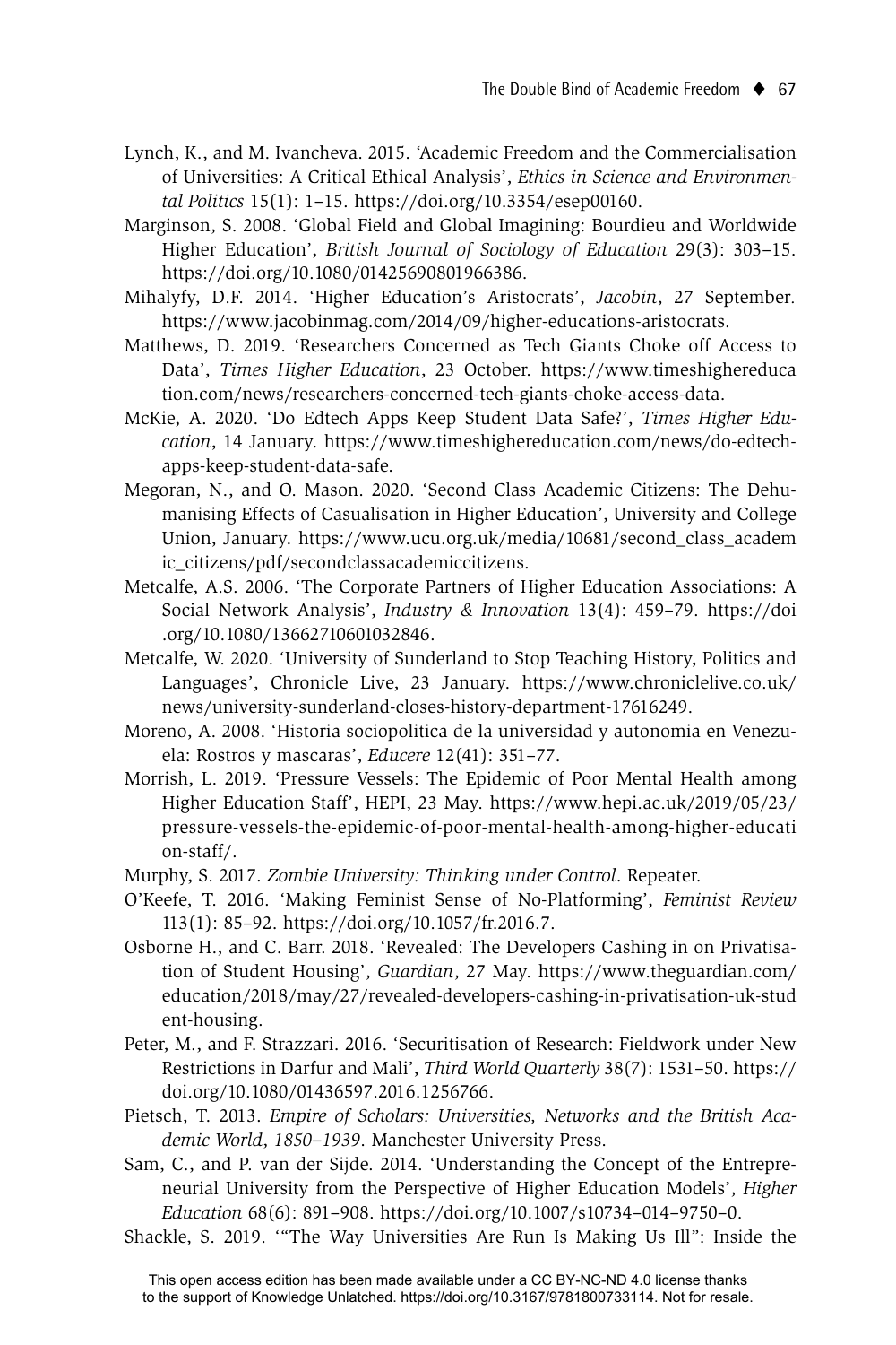Lynch, K., and M. Ivancheva. 2015. 'Academic Freedom and the Commercialisation of Universities: A Critical Ethical Analysis', *Ethics in Science and Environmental Politics* 15(1): 1–15. https://doi.org/10.3354/esep00160.

Marginson, S. 2008. 'Global Field and Global Imagining: Bourdieu and Worldwide Higher Education', *British Journal of Sociology of Education* 29(3): 303–15. https://doi.org/10.1080/01425690801966386.

Mihalyfy, D.F. 2014. 'Higher Education's Aristocrats', *Jacobin*, 27 September. https://www.jacobinmag.com/2014/09/higher-educations-aristocrats.

Matthews, D. 2019. 'Researchers Concerned as Tech Giants Choke off Access to Data', *Times Higher Education*, 23 October. https://www.timeshighereducation.com/news/researchers-concerned-tech-giants-choke-access-data.

McKie, A. 2020. 'Do Edtech Apps Keep Student Data Safe?', *Times Higher Education*, 14 January. https://www.timeshighereducation.com/news/do-edtech-apps-keep-student-data-safe.

Megoran, N., and O. Mason. 2020. 'Second Class Academic Citizens: The Dehumanising Effects of Casualisation in Higher Education', University and College Union, January. https://www.ucu.org.uk/media/10681/second_class_academic_citizens/pdf/secondclassacademiccitizens.

Metcalfe, A.S. 2006. 'The Corporate Partners of Higher Education Associations: A Social Network Analysis', *Industry & Innovation* 13(4): 459–79. https://doi.org/10.1080/13662710601032846.

Metcalfe, W. 2020. 'University of Sunderland to Stop Teaching History, Politics and Languages', Chronicle Live, 23 January. https://www.chroniclelive.co.uk/news/university-sunderland-closes-history-department-17616249.

Moreno, A. 2008. 'Historia sociopolitica de la universidad y autonomia en Venezuela: Rostros y mascaras', *Educere* 12(41): 351–77.

Morrish, L. 2019. 'Pressure Vessels: The Epidemic of Poor Mental Health among Higher Education Staff', HEPI, 23 May. https://www.hepi.ac.uk/2019/05/23/pressure-vessels-the-epidemic-of-poor-mental-health-among-higher-education-staff/.

Murphy, S. 2017. *Zombie University: Thinking under Control*. Repeater.

O'Keefe, T. 2016. 'Making Feminist Sense of No-Platforming', *Feminist Review* 113(1): 85–92. https://doi.org/10.1057/fr.2016.7.

Osborne H., and C. Barr. 2018. 'Revealed: The Developers Cashing in on Privatisation of Student Housing', *Guardian*, 27 May. https://www.theguardian.com/education/2018/may/27/revealed-developers-cashing-in-privatisation-uk-student-housing.

Peter, M., and F. Strazzari. 2016. 'Securitisation of Research: Fieldwork under New Restrictions in Darfur and Mali', *Third World Quarterly* 38(7): 1531–50. https://doi.org/10.1080/01436597.2016.1256766.

Pietsch, T. 2013. *Empire of Scholars: Universities, Networks and the British Academic World, 1850–1939*. Manchester University Press.

Sam, C., and P. van der Sijde. 2014. 'Understanding the Concept of the Entrepreneurial University from the Perspective of Higher Education Models', *Higher Education* 68(6): 891–908. https://doi.org/10.1007/s10734–014–9750–0.

Shackle, S. 2019. '"The Way Universities Are Run Is Making Us Ill": Inside the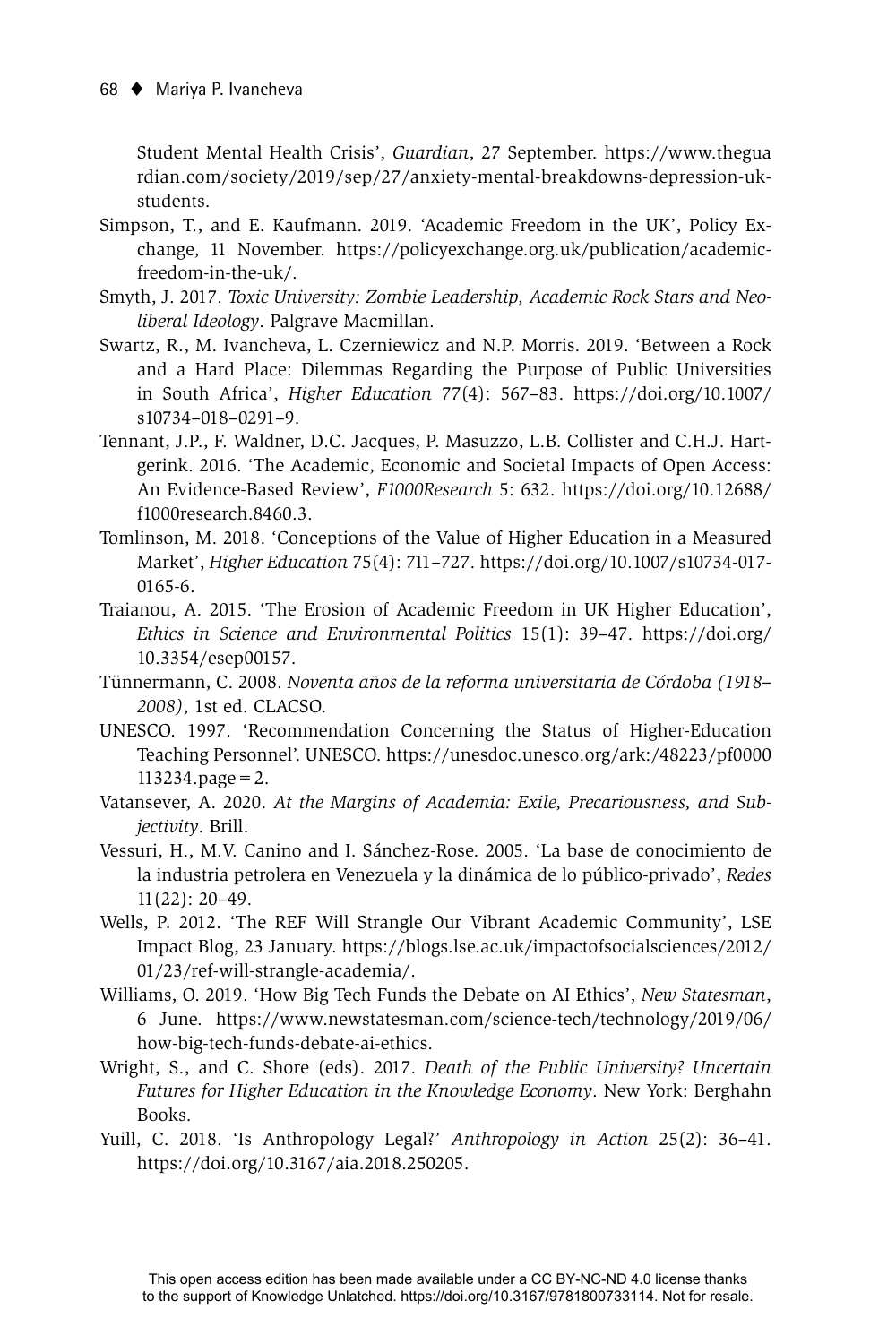Student Mental Health Crisis', *Guardian*, 27 September. https://www.theguardian.com/society/2019/sep/27/anxiety-mental-breakdowns-depression-uk-students.

Simpson, T., and E. Kaufmann. 2019. 'Academic Freedom in the UK', Policy Exchange, 11 November. https://policyexchange.org.uk/publication/academic-freedom-in-the-uk/.

Smyth, J. 2017. *Toxic University: Zombie Leadership, Academic Rock Stars and Neoliberal Ideology*. Palgrave Macmillan.

Swartz, R., M. Ivancheva, L. Czerniewicz and N.P. Morris. 2019. 'Between a Rock and a Hard Place: Dilemmas Regarding the Purpose of Public Universities in South Africa', *Higher Education* 77(4): 567–83. https://doi.org/10.1007/s10734–018–0291–9.

Tennant, J.P., F. Waldner, D.C. Jacques, P. Masuzzo, L.B. Collister and C.H.J. Hartgerink. 2016. 'The Academic, Economic and Societal Impacts of Open Access: An Evidence-Based Review', *F1000Research* 5: 632. https://doi.org/10.12688/f1000research.8460.3.

Tomlinson, M. 2018. 'Conceptions of the Value of Higher Education in a Measured Market', *Higher Education* 75(4): 711–727. https://doi.org/10.1007/s10734-017-0165-6.

Traianou, A. 2015. 'The Erosion of Academic Freedom in UK Higher Education', *Ethics in Science and Environmental Politics* 15(1): 39–47. https://doi.org/10.3354/esep00157.

Tünnermann, C. 2008. *Noventa años de la reforma universitaria de Córdoba (1918–2008)*, 1st ed. CLACSO.

UNESCO. 1997. 'Recommendation Concerning the Status of Higher-Education Teaching Personnel'. UNESCO. https://unesdoc.unesco.org/ark:/48223/pf0000113234.page = 2.

Vatansever, A. 2020. *At the Margins of Academia: Exile, Precariousness, and Subjectivity*. Brill.

Vessuri, H., M.V. Canino and I. Sánchez-Rose. 2005. 'La base de conocimiento de la industria petrolera en Venezuela y la dinámica de lo público-privado', *Redes* 11(22): 20–49.

Wells, P. 2012. 'The REF Will Strangle Our Vibrant Academic Community', LSE Impact Blog, 23 January. https://blogs.lse.ac.uk/impactofsocialsciences/2012/01/23/ref-will-strangle-academia/.

Williams, O. 2019. 'How Big Tech Funds the Debate on AI Ethics', *New Statesman*, 6 June. https://www.newstatesman.com/science-tech/technology/2019/06/how-big-tech-funds-debate-ai-ethics.

Wright, S., and C. Shore (eds). 2017. *Death of the Public University? Uncertain Futures for Higher Education in the Knowledge Economy*. New York: Berghahn Books.

Yuill, C. 2018. 'Is Anthropology Legal?' *Anthropology in Action* 25(2): 36–41. https://doi.org/10.3167/aia.2018.250205.

This open access edition has been made available under a CC BY-NC-ND 4.0 license thanks to the support of Knowledge Unlatched. https://doi.org/10.3167/9781800733114. Not for resale.